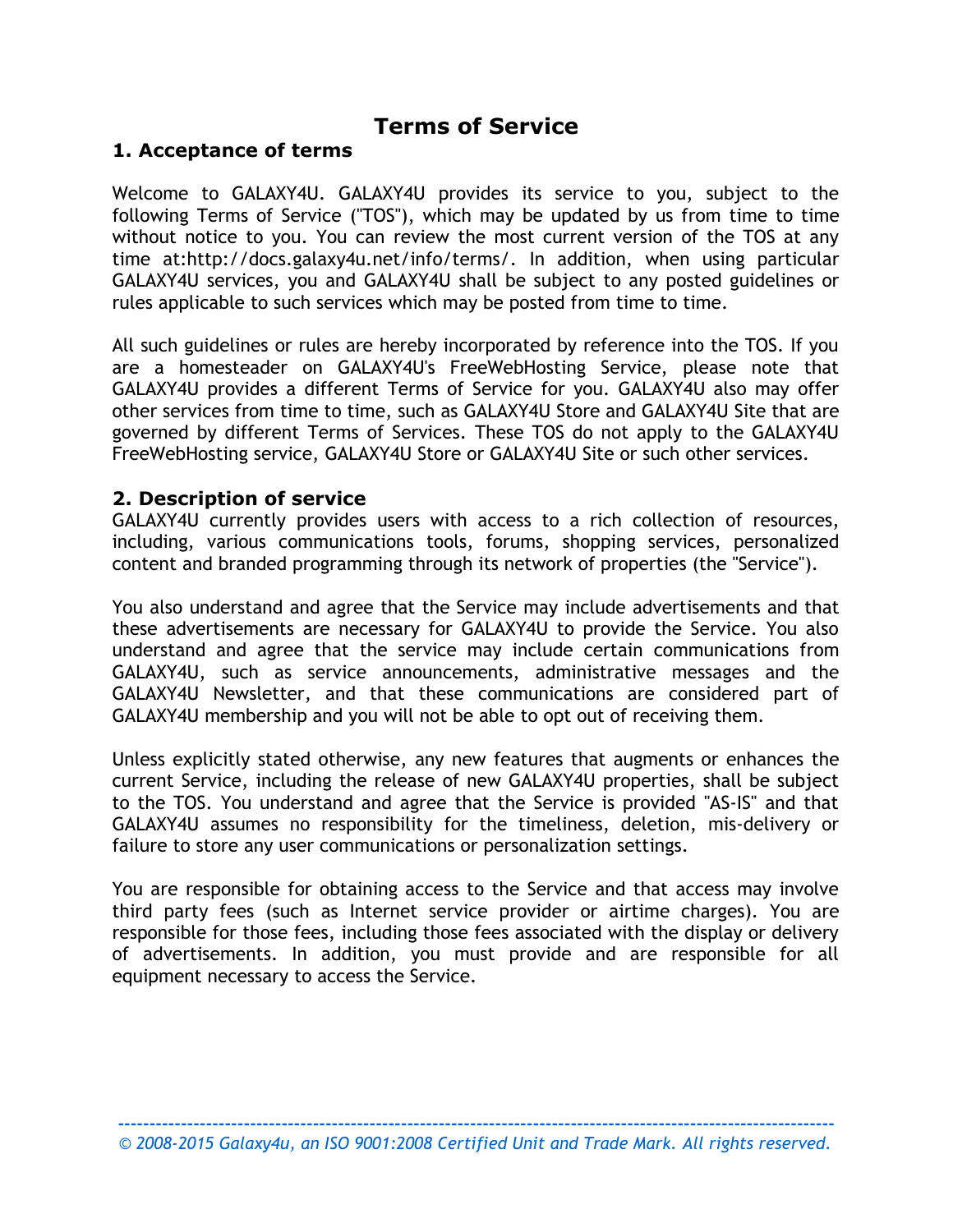# Terms of Service

## 1. Acceptance of terms

Welcome to GALAXY4U. GALAXY4U provides its service to you, subject to the following Terms of Service ("TOS"), which may be updated by us from time to time without notice to you. You can review the most current version of the TOS at any time at:http://docs.galaxy4u.net/info/terms/. In addition, when using particular GALAXY4U services, you and GALAXY4U shall be subject to any posted guidelines or rules applicable to such services which may be posted from time to time.

All such guidelines or rules are hereby incorporated by reference into the TOS. If you are a homesteader on GALAXY4U's FreeWebHosting Service, please note that GALAXY4U provides a different Terms of Service for you. GALAXY4U also may offer other services from time to time, such as GALAXY4U Store and GALAXY4U Site that are governed by different Terms of Services. These TOS do not apply to the GALAXY4U FreeWebHosting service, GALAXY4U Store or GALAXY4U Site or such other services.

## 2. Description of service

GALAXY4U currently provides users with access to a rich collection of resources, including, various communications tools, forums, shopping services, personalized content and branded programming through its network of properties (the "Service").

You also understand and agree that the Service may include advertisements and that these advertisements are necessary for GALAXY4U to provide the Service. You also understand and agree that the service may include certain communications from GALAXY4U, such as service announcements, administrative messages and the GALAXY4U Newsletter, and that these communications are considered part of GALAXY4U membership and you will not be able to opt out of receiving them.

Unless explicitly stated otherwise, any new features that augments or enhances the current Service, including the release of new GALAXY4U properties, shall be subject to the TOS. You understand and agree that the Service is provided "AS-IS" and that GALAXY4U assumes no responsibility for the timeliness, deletion, mis-delivery or failure to store any user communications or personalization settings.

You are responsible for obtaining access to the Service and that access may involve third party fees (such as Internet service provider or airtime charges). You are responsible for those fees, including those fees associated with the display or delivery of advertisements. In addition, you must provide and are responsible for all equipment necessary to access the Service.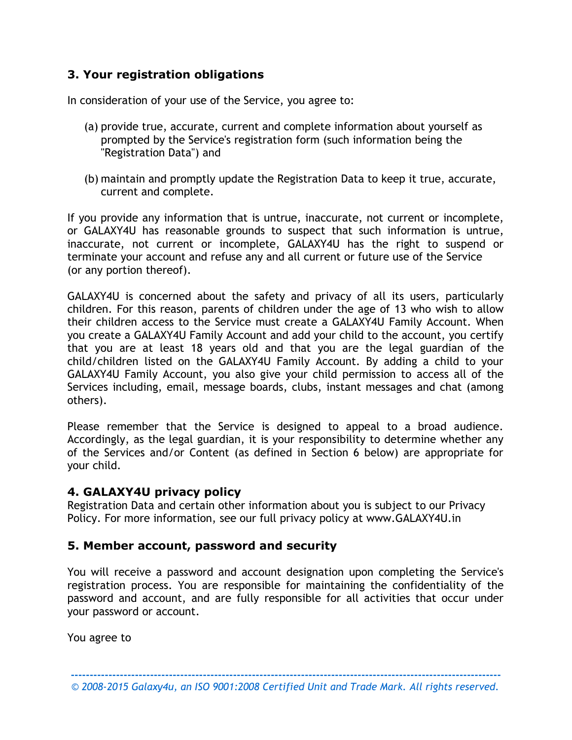## 3. Your registration obligations

In consideration of your use of the Service, you agree to:

(a) provide true, accurate, current and complete information about yourself as prompted by the Service's registration form (such information being the "Registration Data") and

(b) maintain and promptly update the Registration Data to keep it true, accurate, current and complete.

If you provide any information that is untrue, inaccurate, not current or incomplete, or GALAXY4U has reasonable grounds to suspect that such information is untrue, inaccurate, not current or incomplete, GALAXY4U has the right to suspend or terminate your account and refuse any and all current or future use of the Service (or any portion thereof).

GALAXY4U is concerned about the safety and privacy of all its users, particularly children. For this reason, parents of children under the age of 13 who wish to allow their children access to the Service must create a GALAXY4U Family Account. When you create a GALAXY4U Family Account and add your child to the account, you certify that you are at least 18 years old and that you are the legal guardian of the child/children listed on the GALAXY4U Family Account. By adding a child to your GALAXY4U Family Account, you also give your child permission to access all of the Services including, email, message boards, clubs, instant messages and chat (among others).

Please remember that the Service is designed to appeal to a broad audience. Accordingly, as the legal guardian, it is your responsibility to determine whether any of the Services and/or Content (as defined in Section 6 below) are appropriate for your child.

## 4. GALAXY4U privacy policy

Registration Data and certain other information about you is subject to our Privacy Policy. For more information, see our full privacy policy at www.GALAXY4U.in

## 5. Member account, password and security

You will receive a password and account designation upon completing the Service's registration process. You are responsible for maintaining the confidentiality of the password and account, and are fully responsible for all activities that occur under your password or account.

You agree to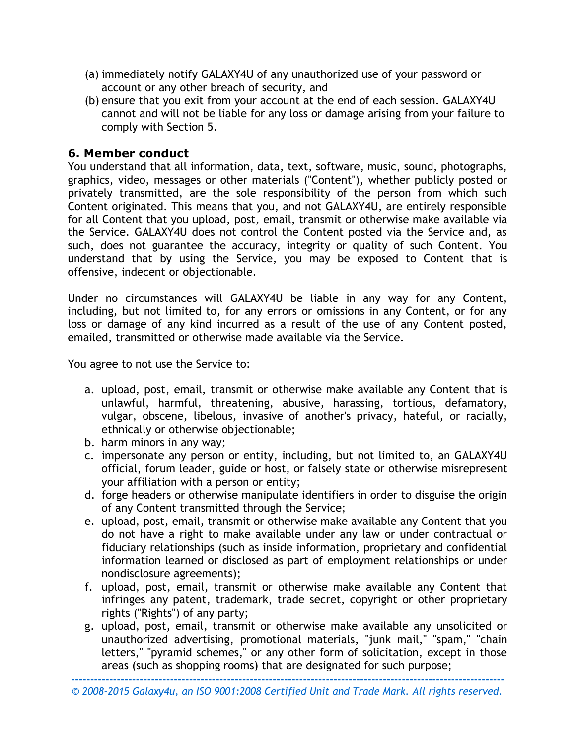(a) immediately notify GALAXY4U of any unauthorized use of your password or account or any other breach of security, and

(b) ensure that you exit from your account at the end of each session. GALAXY4U cannot and will not be liable for any loss or damage arising from your failure to comply with Section 5.

### 6. Member conduct

You understand that all information, data, text, software, music, sound, photographs, graphics, video, messages or other materials ("Content"), whether publicly posted or privately transmitted, are the sole responsibility of the person from which such Content originated. This means that you, and not GALAXY4U, are entirely responsible for all Content that you upload, post, email, transmit or otherwise make available via the Service. GALAXY4U does not control the Content posted via the Service and, as such, does not guarantee the accuracy, integrity or quality of such Content. You understand that by using the Service, you may be exposed to Content that is offensive, indecent or objectionable.

Under no circumstances will GALAXY4U be liable in any way for any Content, including, but not limited to, for any errors or omissions in any Content, or for any loss or damage of any kind incurred as a result of the use of any Content posted, emailed, transmitted or otherwise made available via the Service.

You agree to not use the Service to:

a. upload, post, email, transmit or otherwise make available any Content that is unlawful, harmful, threatening, abusive, harassing, tortious, defamatory, vulgar, obscene, libelous, invasive of another's privacy, hateful, or racially, ethnically or otherwise objectionable;
b. harm minors in any way;
c. impersonate any person or entity, including, but not limited to, an GALAXY4U official, forum leader, guide or host, or falsely state or otherwise misrepresent your affiliation with a person or entity;
d. forge headers or otherwise manipulate identifiers in order to disguise the origin of any Content transmitted through the Service;
e. upload, post, email, transmit or otherwise make available any Content that you do not have a right to make available under any law or under contractual or fiduciary relationships (such as inside information, proprietary and confidential information learned or disclosed as part of employment relationships or under nondisclosure agreements);
f. upload, post, email, transmit or otherwise make available any Content that infringes any patent, trademark, trade secret, copyright or other proprietary rights ("Rights") of any party;
g. upload, post, email, transmit or otherwise make available any unsolicited or unauthorized advertising, promotional materials, "junk mail," "spam," "chain letters," "pyramid schemes," or any other form of solicitation, except in those areas (such as shopping rooms) that are designated for such purpose;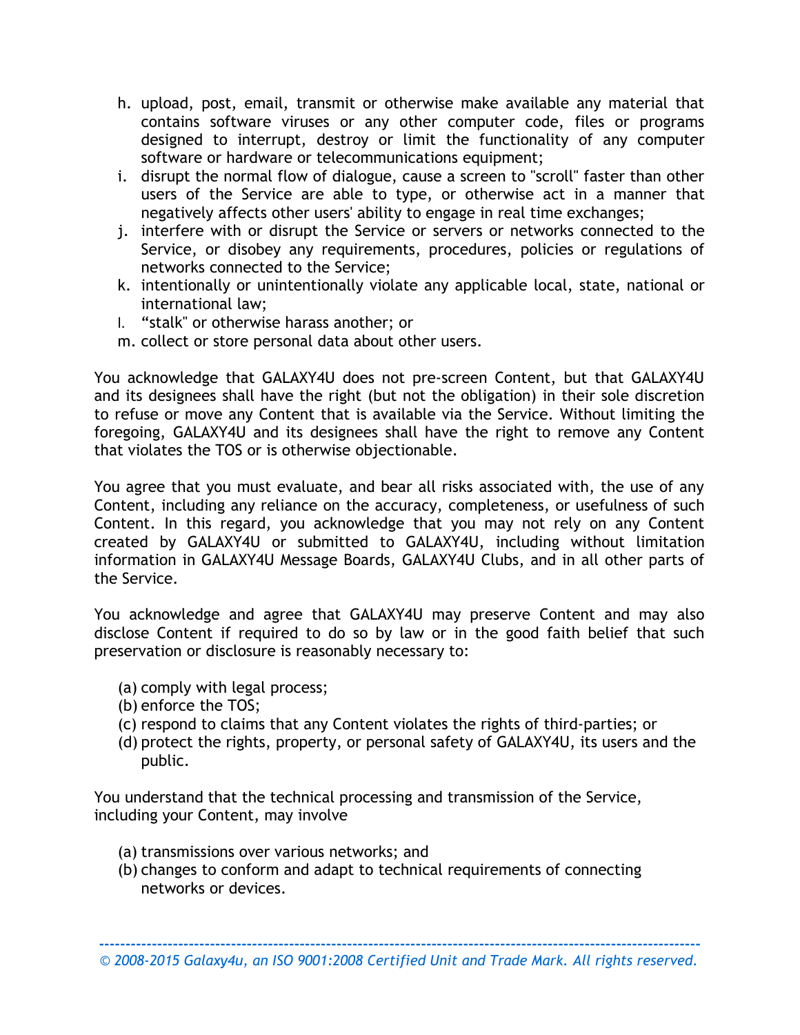h. upload, post, email, transmit or otherwise make available any material that contains software viruses or any other computer code, files or programs designed to interrupt, destroy or limit the functionality of any computer software or hardware or telecommunications equipment;
i. disrupt the normal flow of dialogue, cause a screen to "scroll" faster than other users of the Service are able to type, or otherwise act in a manner that negatively affects other users' ability to engage in real time exchanges;
j. interfere with or disrupt the Service or servers or networks connected to the Service, or disobey any requirements, procedures, policies or regulations of networks connected to the Service;
k. intentionally or unintentionally violate any applicable local, state, national or international law;
l. "stalk" or otherwise harass another; or
m. collect or store personal data about other users.

You acknowledge that GALAXY4U does not pre-screen Content, but that GALAXY4U and its designees shall have the right (but not the obligation) in their sole discretion to refuse or move any Content that is available via the Service. Without limiting the foregoing, GALAXY4U and its designees shall have the right to remove any Content that violates the TOS or is otherwise objectionable.

You agree that you must evaluate, and bear all risks associated with, the use of any Content, including any reliance on the accuracy, completeness, or usefulness of such Content. In this regard, you acknowledge that you may not rely on any Content created by GALAXY4U or submitted to GALAXY4U, including without limitation information in GALAXY4U Message Boards, GALAXY4U Clubs, and in all other parts of the Service.

You acknowledge and agree that GALAXY4U may preserve Content and may also disclose Content if required to do so by law or in the good faith belief that such preservation or disclosure is reasonably necessary to:

(a) comply with legal process;
(b) enforce the TOS;
(c) respond to claims that any Content violates the rights of third-parties; or
(d) protect the rights, property, or personal safety of GALAXY4U, its users and the public.

You understand that the technical processing and transmission of the Service, including your Content, may involve

(a) transmissions over various networks; and
(b) changes to conform and adapt to technical requirements of connecting networks or devices.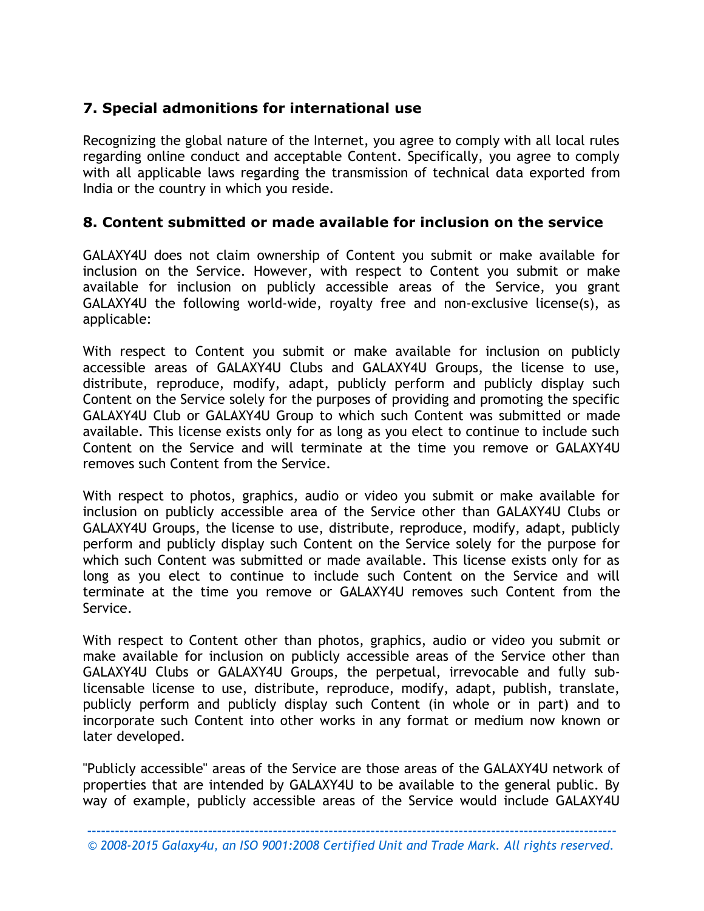## 7. Special admonitions for international use

Recognizing the global nature of the Internet, you agree to comply with all local rules regarding online conduct and acceptable Content. Specifically, you agree to comply with all applicable laws regarding the transmission of technical data exported from India or the country in which you reside.

## 8. Content submitted or made available for inclusion on the service

GALAXY4U does not claim ownership of Content you submit or make available for inclusion on the Service. However, with respect to Content you submit or make available for inclusion on publicly accessible areas of the Service, you grant GALAXY4U the following world-wide, royalty free and non-exclusive license(s), as applicable:

With respect to Content you submit or make available for inclusion on publicly accessible areas of GALAXY4U Clubs and GALAXY4U Groups, the license to use, distribute, reproduce, modify, adapt, publicly perform and publicly display such Content on the Service solely for the purposes of providing and promoting the specific GALAXY4U Club or GALAXY4U Group to which such Content was submitted or made available. This license exists only for as long as you elect to continue to include such Content on the Service and will terminate at the time you remove or GALAXY4U removes such Content from the Service.

With respect to photos, graphics, audio or video you submit or make available for inclusion on publicly accessible area of the Service other than GALAXY4U Clubs or GALAXY4U Groups, the license to use, distribute, reproduce, modify, adapt, publicly perform and publicly display such Content on the Service solely for the purpose for which such Content was submitted or made available. This license exists only for as long as you elect to continue to include such Content on the Service and will terminate at the time you remove or GALAXY4U removes such Content from the Service.

With respect to Content other than photos, graphics, audio or video you submit or make available for inclusion on publicly accessible areas of the Service other than GALAXY4U Clubs or GALAXY4U Groups, the perpetual, irrevocable and fully sub-licensable license to use, distribute, reproduce, modify, adapt, publish, translate, publicly perform and publicly display such Content (in whole or in part) and to incorporate such Content into other works in any format or medium now known or later developed.

"Publicly accessible" areas of the Service are those areas of the GALAXY4U network of properties that are intended by GALAXY4U to be available to the general public. By way of example, publicly accessible areas of the Service would include GALAXY4U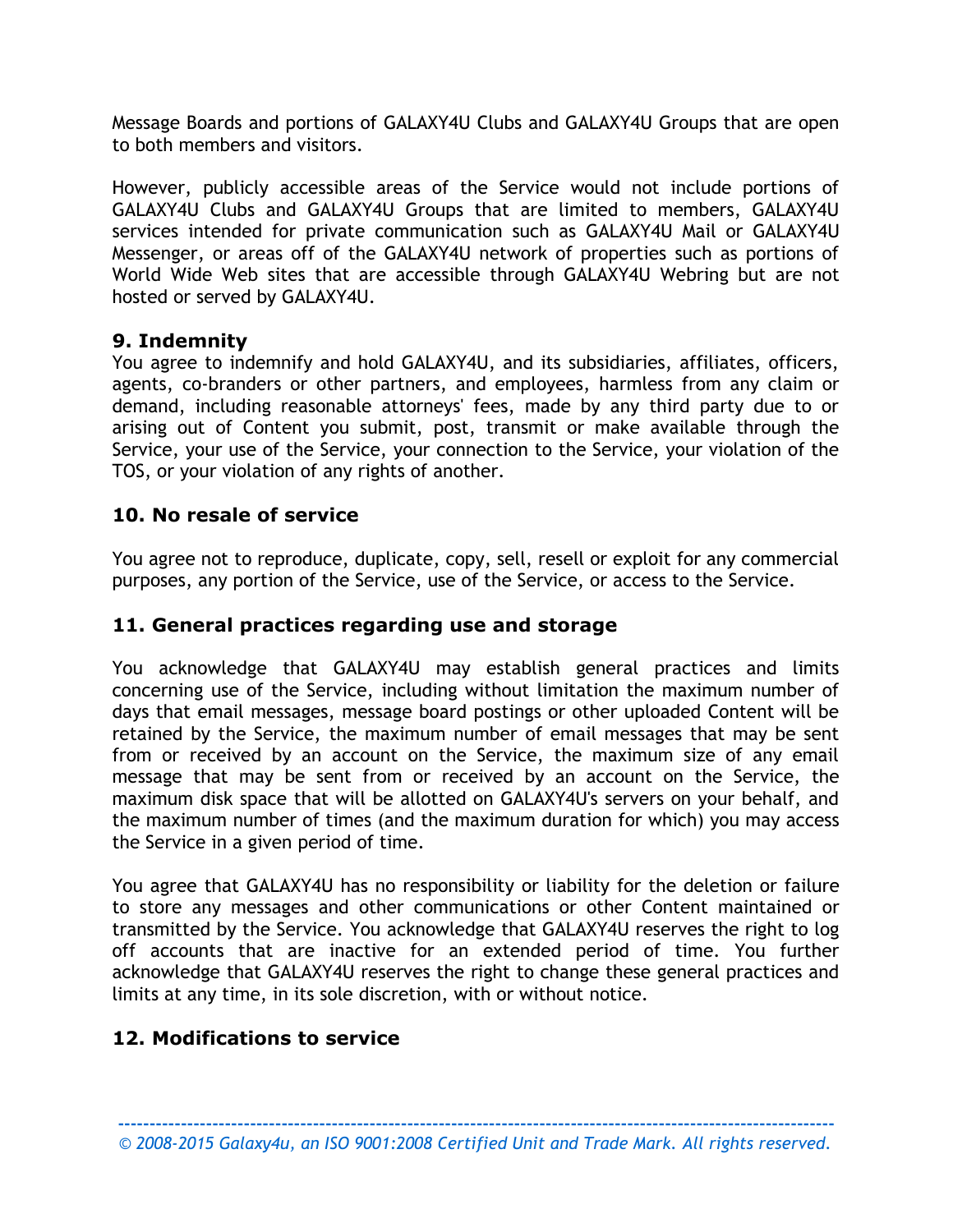Message Boards and portions of GALAXY4U Clubs and GALAXY4U Groups that are open to both members and visitors.

However, publicly accessible areas of the Service would not include portions of GALAXY4U Clubs and GALAXY4U Groups that are limited to members, GALAXY4U services intended for private communication such as GALAXY4U Mail or GALAXY4U Messenger, or areas off of the GALAXY4U network of properties such as portions of World Wide Web sites that are accessible through GALAXY4U Webring but are not hosted or served by GALAXY4U.

## 9. Indemnity

You agree to indemnify and hold GALAXY4U, and its subsidiaries, affiliates, officers, agents, co-branders or other partners, and employees, harmless from any claim or demand, including reasonable attorneys' fees, made by any third party due to or arising out of Content you submit, post, transmit or make available through the Service, your use of the Service, your connection to the Service, your violation of the TOS, or your violation of any rights of another.

## 10. No resale of service

You agree not to reproduce, duplicate, copy, sell, resell or exploit for any commercial purposes, any portion of the Service, use of the Service, or access to the Service.

## 11. General practices regarding use and storage

You acknowledge that GALAXY4U may establish general practices and limits concerning use of the Service, including without limitation the maximum number of days that email messages, message board postings or other uploaded Content will be retained by the Service, the maximum number of email messages that may be sent from or received by an account on the Service, the maximum size of any email message that may be sent from or received by an account on the Service, the maximum disk space that will be allotted on GALAXY4U's servers on your behalf, and the maximum number of times (and the maximum duration for which) you may access the Service in a given period of time.

You agree that GALAXY4U has no responsibility or liability for the deletion or failure to store any messages and other communications or other Content maintained or transmitted by the Service. You acknowledge that GALAXY4U reserves the right to log off accounts that are inactive for an extended period of time. You further acknowledge that GALAXY4U reserves the right to change these general practices and limits at any time, in its sole discretion, with or without notice.

## 12. Modifications to service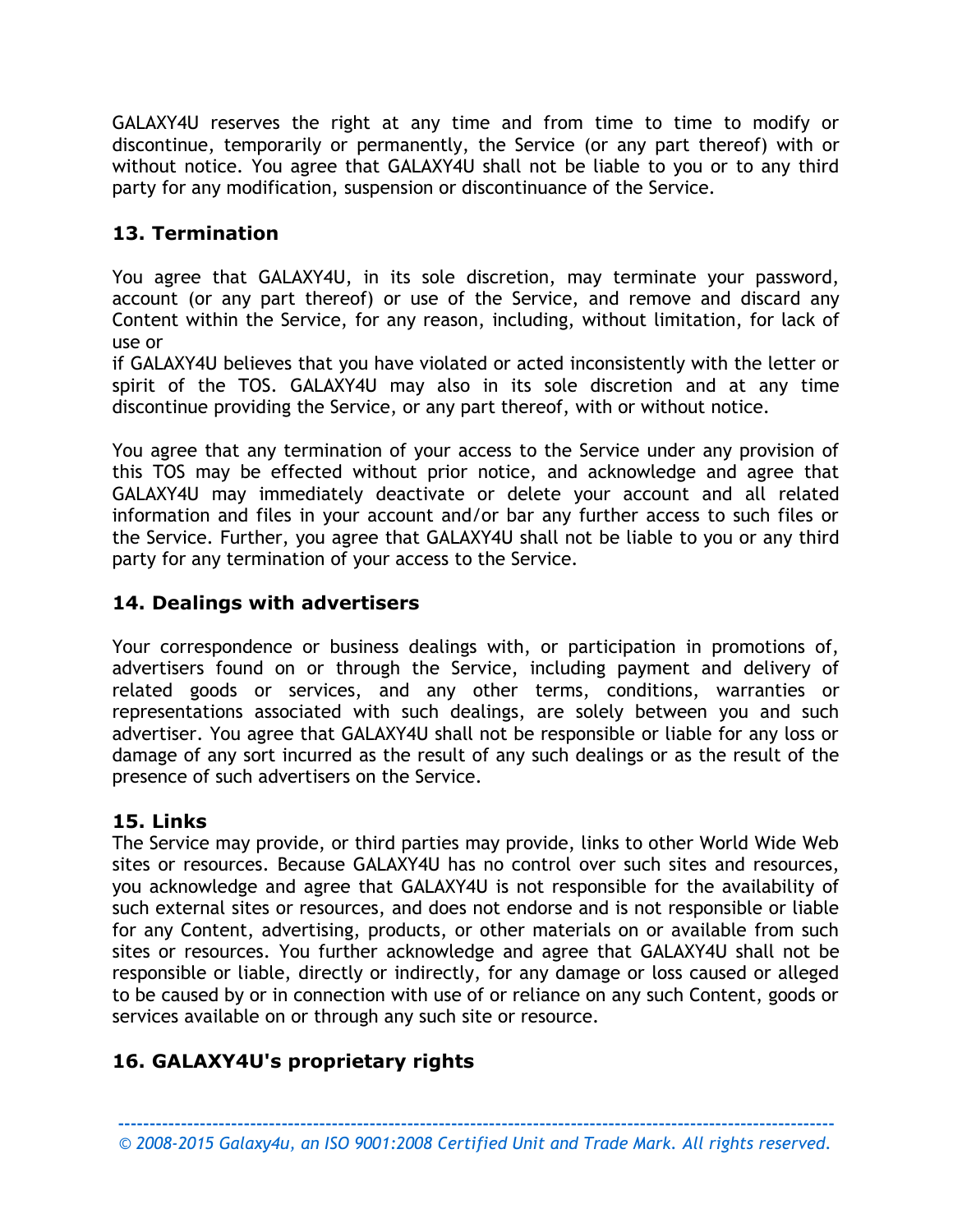GALAXY4U reserves the right at any time and from time to time to modify or discontinue, temporarily or permanently, the Service (or any part thereof) with or without notice. You agree that GALAXY4U shall not be liable to you or to any third party for any modification, suspension or discontinuance of the Service.

## 13. Termination

You agree that GALAXY4U, in its sole discretion, may terminate your password, account (or any part thereof) or use of the Service, and remove and discard any Content within the Service, for any reason, including, without limitation, for lack of use or
if GALAXY4U believes that you have violated or acted inconsistently with the letter or spirit of the TOS. GALAXY4U may also in its sole discretion and at any time discontinue providing the Service, or any part thereof, with or without notice.

You agree that any termination of your access to the Service under any provision of this TOS may be effected without prior notice, and acknowledge and agree that GALAXY4U may immediately deactivate or delete your account and all related information and files in your account and/or bar any further access to such files or the Service. Further, you agree that GALAXY4U shall not be liable to you or any third party for any termination of your access to the Service.

## 14. Dealings with advertisers

Your correspondence or business dealings with, or participation in promotions of, advertisers found on or through the Service, including payment and delivery of related goods or services, and any other terms, conditions, warranties or representations associated with such dealings, are solely between you and such advertiser. You agree that GALAXY4U shall not be responsible or liable for any loss or damage of any sort incurred as the result of any such dealings or as the result of the presence of such advertisers on the Service.

## 15. Links

The Service may provide, or third parties may provide, links to other World Wide Web sites or resources. Because GALAXY4U has no control over such sites and resources, you acknowledge and agree that GALAXY4U is not responsible for the availability of such external sites or resources, and does not endorse and is not responsible or liable for any Content, advertising, products, or other materials on or available from such sites or resources. You further acknowledge and agree that GALAXY4U shall not be responsible or liable, directly or indirectly, for any damage or loss caused or alleged to be caused by or in connection with use of or reliance on any such Content, goods or services available on or through any such site or resource.

## 16. GALAXY4U's proprietary rights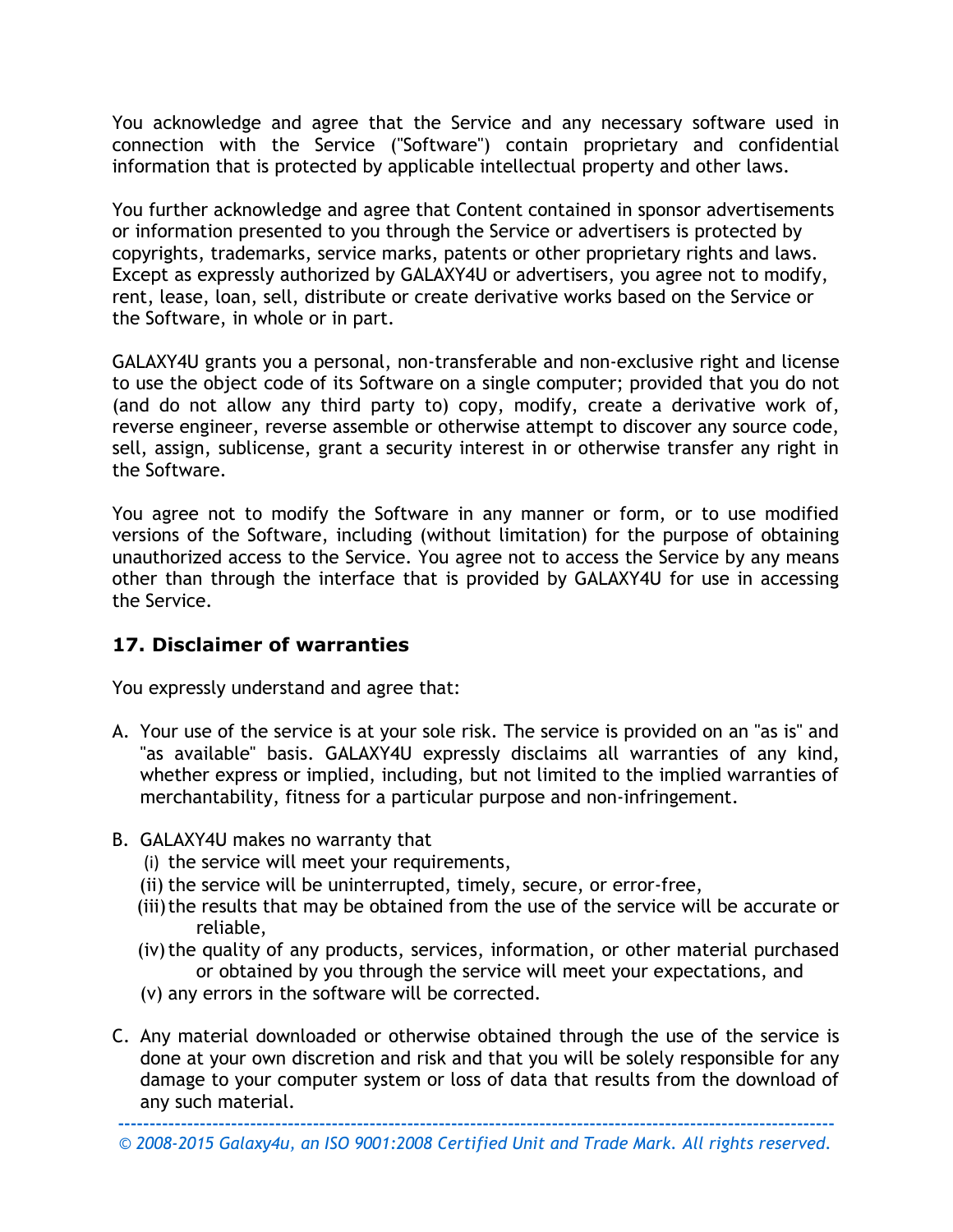You acknowledge and agree that the Service and any necessary software used in connection with the Service ("Software") contain proprietary and confidential information that is protected by applicable intellectual property and other laws.

You further acknowledge and agree that Content contained in sponsor advertisements or information presented to you through the Service or advertisers is protected by copyrights, trademarks, service marks, patents or other proprietary rights and laws. Except as expressly authorized by GALAXY4U or advertisers, you agree not to modify, rent, lease, loan, sell, distribute or create derivative works based on the Service or the Software, in whole or in part.

GALAXY4U grants you a personal, non-transferable and non-exclusive right and license to use the object code of its Software on a single computer; provided that you do not (and do not allow any third party to) copy, modify, create a derivative work of, reverse engineer, reverse assemble or otherwise attempt to discover any source code, sell, assign, sublicense, grant a security interest in or otherwise transfer any right in the Software.

You agree not to modify the Software in any manner or form, or to use modified versions of the Software, including (without limitation) for the purpose of obtaining unauthorized access to the Service. You agree not to access the Service by any means other than through the interface that is provided by GALAXY4U for use in accessing the Service.

### 17. Disclaimer of warranties

You expressly understand and agree that:

A. Your use of the service is at your sole risk. The service is provided on an "as is" and "as available" basis. GALAXY4U expressly disclaims all warranties of any kind, whether express or implied, including, but not limited to the implied warranties of merchantability, fitness for a particular purpose and non-infringement.

B. GALAXY4U makes no warranty that
   (i) the service will meet your requirements,
   (ii) the service will be uninterrupted, timely, secure, or error-free,
   (iii) the results that may be obtained from the use of the service will be accurate or reliable,
   (iv) the quality of any products, services, information, or other material purchased or obtained by you through the service will meet your expectations, and
   (v) any errors in the software will be corrected.

C. Any material downloaded or otherwise obtained through the use of the service is done at your own discretion and risk and that you will be solely responsible for any damage to your computer system or loss of data that results from the download of any such material.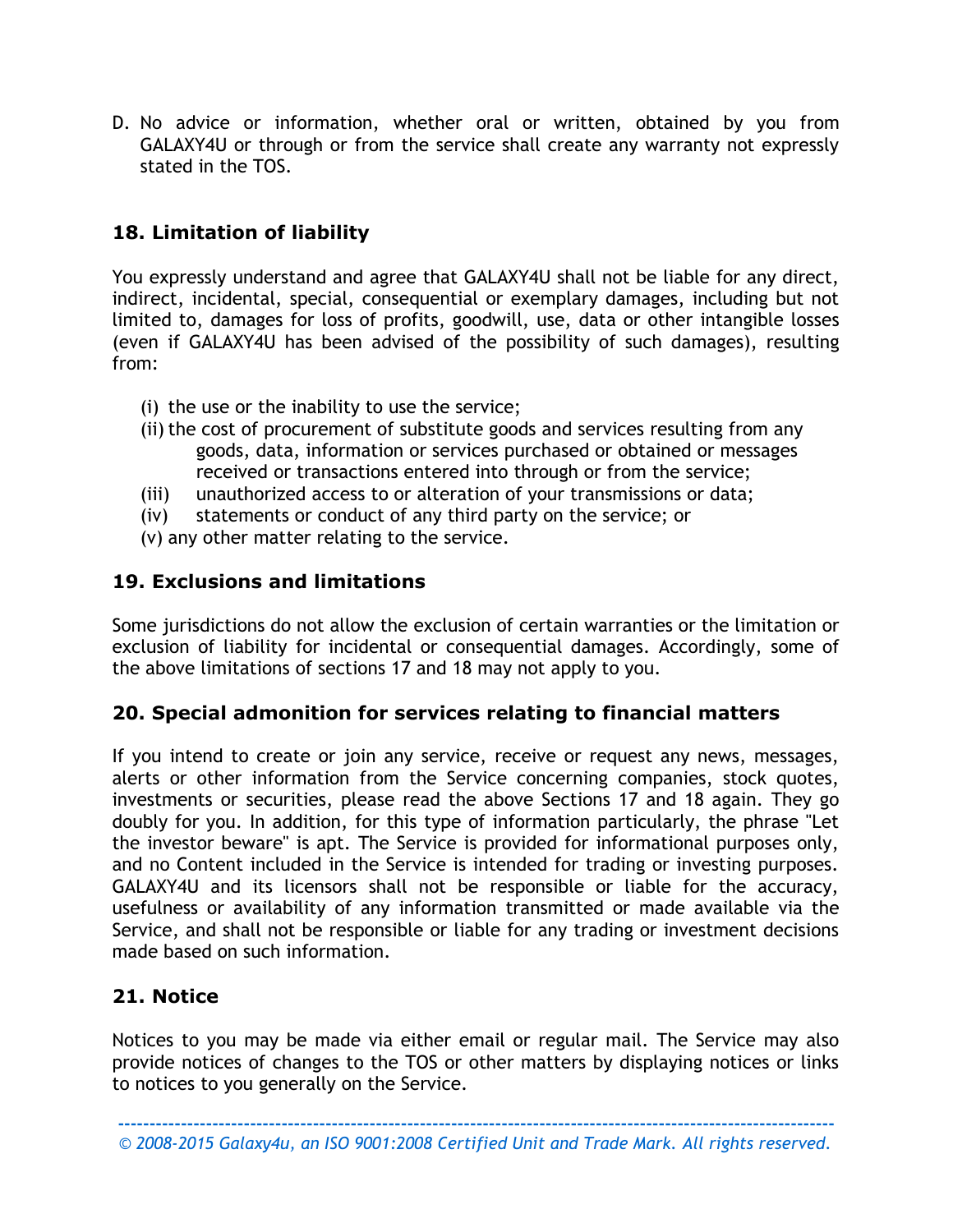D. No advice or information, whether oral or written, obtained by you from GALAXY4U or through or from the service shall create any warranty not expressly stated in the TOS.

### 18. Limitation of liability

You expressly understand and agree that GALAXY4U shall not be liable for any direct, indirect, incidental, special, consequential or exemplary damages, including but not limited to, damages for loss of profits, goodwill, use, data or other intangible losses (even if GALAXY4U has been advised of the possibility of such damages), resulting from:

(i) the use or the inability to use the service;
(ii) the cost of procurement of substitute goods and services resulting from any goods, data, information or services purchased or obtained or messages received or transactions entered into through or from the service;
(iii) unauthorized access to or alteration of your transmissions or data;
(iv) statements or conduct of any third party on the service; or
(v) any other matter relating to the service.

### 19. Exclusions and limitations

Some jurisdictions do not allow the exclusion of certain warranties or the limitation or exclusion of liability for incidental or consequential damages. Accordingly, some of the above limitations of sections 17 and 18 may not apply to you.

### 20. Special admonition for services relating to financial matters

If you intend to create or join any service, receive or request any news, messages, alerts or other information from the Service concerning companies, stock quotes, investments or securities, please read the above Sections 17 and 18 again. They go doubly for you. In addition, for this type of information particularly, the phrase "Let the investor beware" is apt. The Service is provided for informational purposes only, and no Content included in the Service is intended for trading or investing purposes. GALAXY4U and its licensors shall not be responsible or liable for the accuracy, usefulness or availability of any information transmitted or made available via the Service, and shall not be responsible or liable for any trading or investment decisions made based on such information.

### 21. Notice

Notices to you may be made via either email or regular mail. The Service may also provide notices of changes to the TOS or other matters by displaying notices or links to notices to you generally on the Service.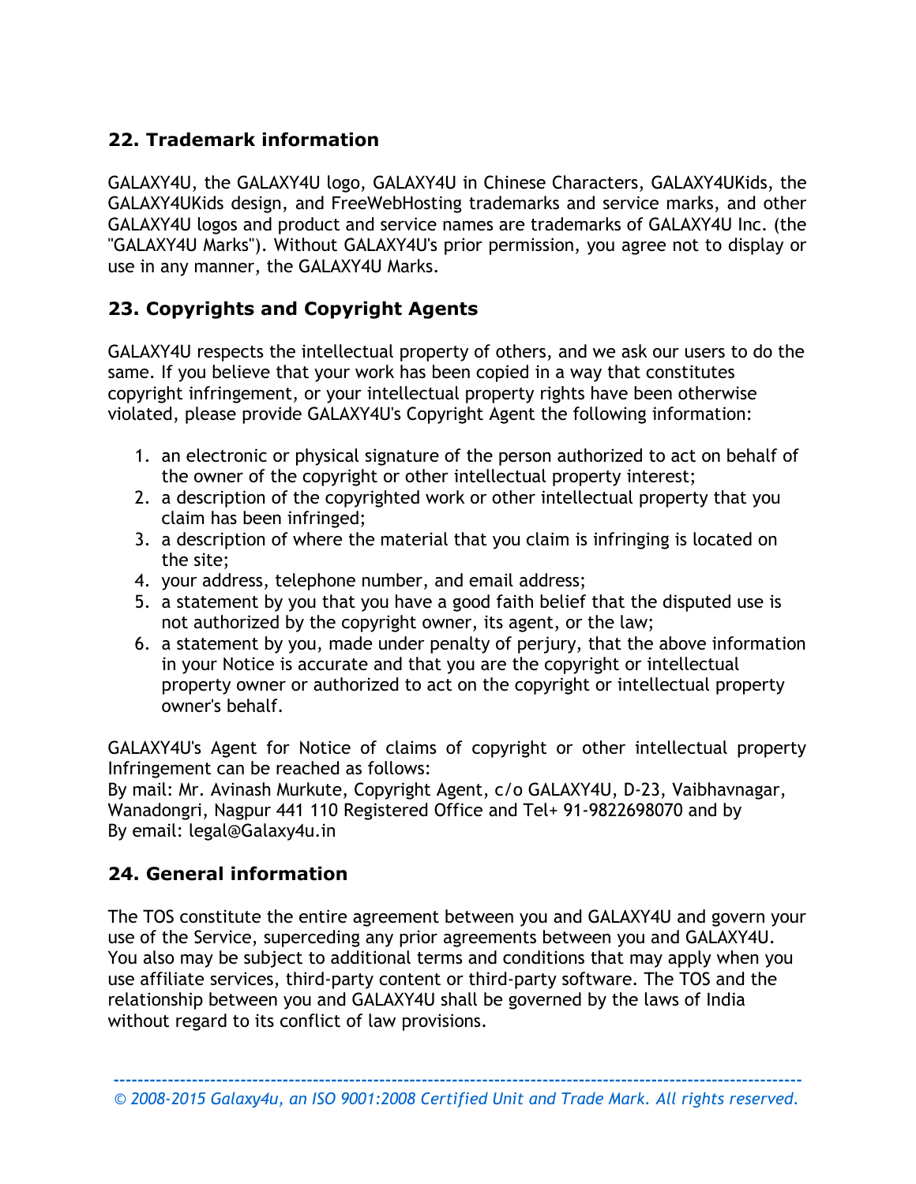## 22. Trademark information

GALAXY4U, the GALAXY4U logo, GALAXY4U in Chinese Characters, GALAXY4UKids, the GALAXY4UKids design, and FreeWebHosting trademarks and service marks, and other GALAXY4U logos and product and service names are trademarks of GALAXY4U Inc. (the "GALAXY4U Marks"). Without GALAXY4U's prior permission, you agree not to display or use in any manner, the GALAXY4U Marks.

## 23. Copyrights and Copyright Agents

GALAXY4U respects the intellectual property of others, and we ask our users to do the same. If you believe that your work has been copied in a way that constitutes copyright infringement, or your intellectual property rights have been otherwise violated, please provide GALAXY4U's Copyright Agent the following information:

1. an electronic or physical signature of the person authorized to act on behalf of the owner of the copyright or other intellectual property interest;
2. a description of the copyrighted work or other intellectual property that you claim has been infringed;
3. a description of where the material that you claim is infringing is located on the site;
4. your address, telephone number, and email address;
5. a statement by you that you have a good faith belief that the disputed use is not authorized by the copyright owner, its agent, or the law;
6. a statement by you, made under penalty of perjury, that the above information in your Notice is accurate and that you are the copyright or intellectual property owner or authorized to act on the copyright or intellectual property owner's behalf.

GALAXY4U's Agent for Notice of claims of copyright or other intellectual property Infringement can be reached as follows:
By mail: Mr. Avinash Murkute, Copyright Agent, c/o GALAXY4U, D-23, Vaibhavnagar, Wanadongri, Nagpur 441 110 Registered Office and Tel+ 91-9822698070 and by
By email: legal@Galaxy4u.in

## 24. General information

The TOS constitute the entire agreement between you and GALAXY4U and govern your use of the Service, superceding any prior agreements between you and GALAXY4U. You also may be subject to additional terms and conditions that may apply when you use affiliate services, third-party content or third-party software. The TOS and the relationship between you and GALAXY4U shall be governed by the laws of India without regard to its conflict of law provisions.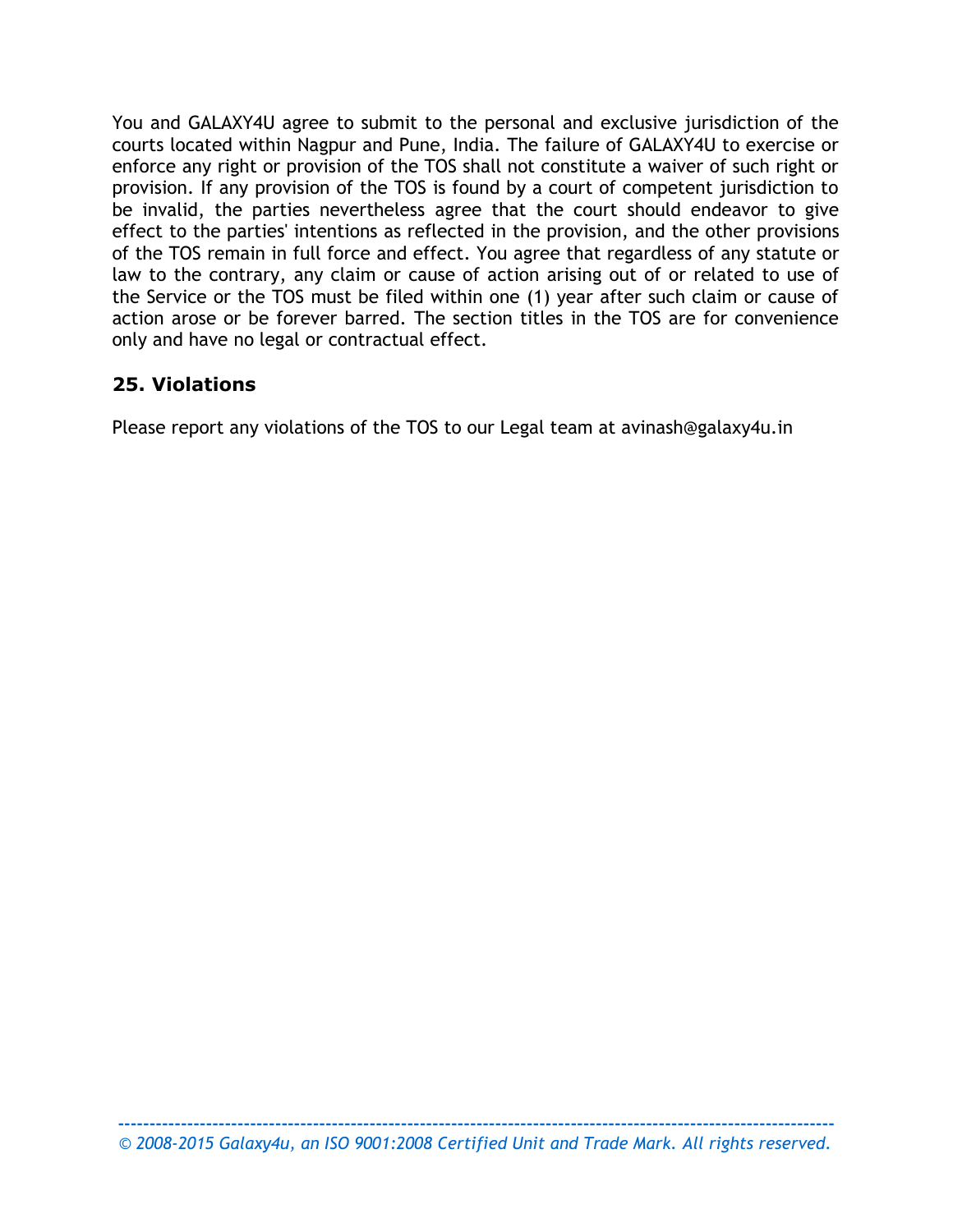You and GALAXY4U agree to submit to the personal and exclusive jurisdiction of the courts located within Nagpur and Pune, India. The failure of GALAXY4U to exercise or enforce any right or provision of the TOS shall not constitute a waiver of such right or provision. If any provision of the TOS is found by a court of competent jurisdiction to be invalid, the parties nevertheless agree that the court should endeavor to give effect to the parties' intentions as reflected in the provision, and the other provisions of the TOS remain in full force and effect. You agree that regardless of any statute or law to the contrary, any claim or cause of action arising out of or related to use of the Service or the TOS must be filed within one (1) year after such claim or cause of action arose or be forever barred. The section titles in the TOS are for convenience only and have no legal or contractual effect.

## 25. Violations

Please report any violations of the TOS to our Legal team at avinash@galaxy4u.in